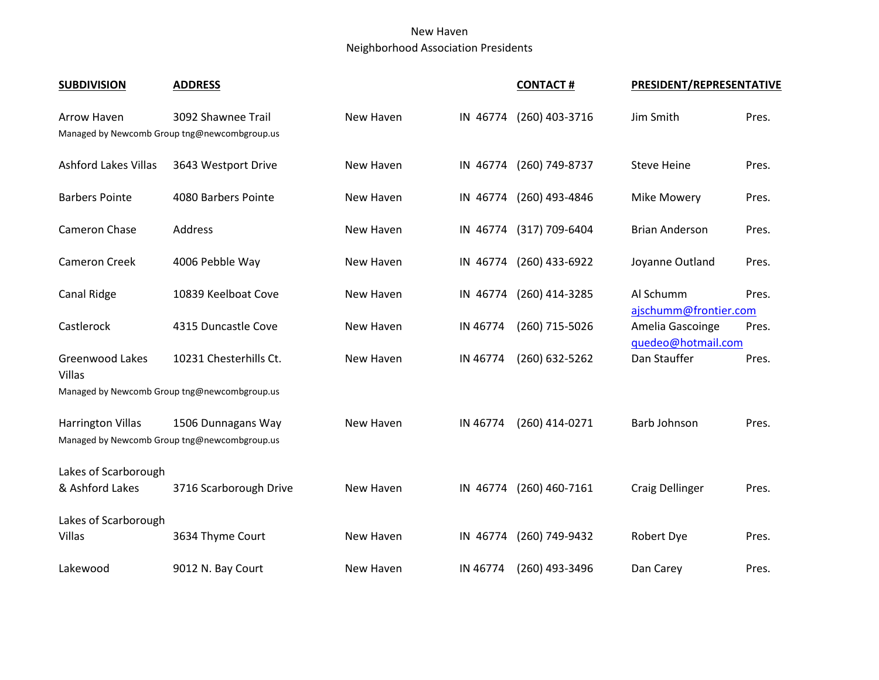New Haven
Neighborhood Association Presidents

| SUBDIVISION | ADDRESS | | | CONTACT # | PRESIDENT/REPRESENTATIVE | |
|---|---|---|---|---|---|---|
| Arrow Haven | 3092 Shawnee Trail | New Haven | IN 46774 | (260) 403-3716 | Jim Smith | Pres. |
| Managed by Newcomb Group tng@newcombgroup.us | | | | | | |
| Ashford Lakes Villas | 3643 Westport Drive | New Haven | IN 46774 | (260) 749-8737 | Steve Heine | Pres. |
| Barbers Pointe | 4080 Barbers Pointe | New Haven | IN 46774 | (260) 493-4846 | Mike Mowery | Pres. |
| Cameron Chase | Address | New Haven | IN 46774 | (317) 709-6404 | Brian Anderson | Pres. |
| Cameron Creek | 4006 Pebble Way | New Haven | IN 46774 | (260) 433-6922 | Joyanne Outland | Pres. |
| Canal Ridge | 10839 Keelboat Cove | New Haven | IN 46774 | (260) 414-3285 | Al Schumm ajschumm@frontier.com | Pres. |
| Castlerock | 4315 Duncastle Cove | New Haven | IN 46774 | (260) 715-5026 | Amelia Gascoinge quedeo@hotmail.com | Pres. |
| Greenwood Lakes Villas | 10231 Chesterhills Ct. | New Haven | IN 46774 | (260) 632-5262 | Dan Stauffer | Pres. |
| Managed by Newcomb Group tng@newcombgroup.us | | | | | | |
| Harrington Villas | 1506 Dunnagans Way | New Haven | IN 46774 | (260) 414-0271 | Barb Johnson | Pres. |
| Managed by Newcomb Group tng@newcombgroup.us | | | | | | |
| Lakes of Scarborough & Ashford Lakes | 3716 Scarborough Drive | New Haven | IN 46774 | (260) 460-7161 | Craig Dellinger | Pres. |
| Lakes of Scarborough Villas | 3634 Thyme Court | New Haven | IN 46774 | (260) 749-9432 | Robert Dye | Pres. |
| Lakewood | 9012 N. Bay Court | New Haven | IN 46774 | (260) 493-3496 | Dan Carey | Pres. |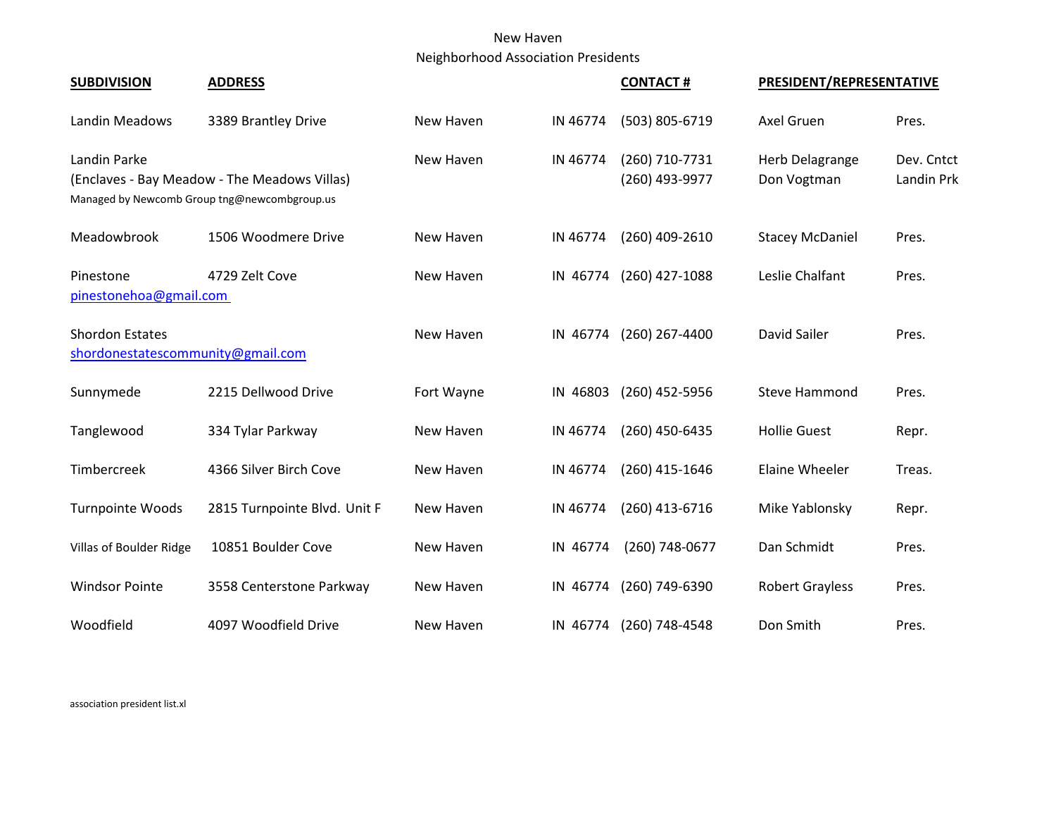New Haven
Neighborhood Association Presidents

| SUBDIVISION | ADDRESS | | | CONTACT # | PRESIDENT/REPRESENTATIVE | |
|---|---|---|---|---|---|---|
| Landin Meadows | 3389 Brantley Drive | New Haven | IN 46774 | (503) 805-6719 | Axel Gruen | Pres. |
| Landin Parke<br>(Enclaves - Bay Meadow - The Meadows Villas)<br>Managed by Newcomb Group tng@newcombgroup.us | | New Haven | IN 46774 | (260) 710-7731<br>(260) 493-9977 | Herb Delagrange<br>Don Vogtman | Dev. Cntct<br>Landin Prk |
| Meadowbrook | 1506 Woodmere Drive | New Haven | IN 46774 | (260) 409-2610 | Stacey McDaniel | Pres. |
| Pinestone<br>pinestonehoa@gmail.com | 4729 Zelt Cove | New Haven | IN 46774 | (260) 427-1088 | Leslie Chalfant | Pres. |
| Shordon Estates<br>shordonestatescommunity@gmail.com | | New Haven | IN 46774 | (260) 267-4400 | David Sailer | Pres. |
| Sunnymede | 2215 Dellwood Drive | Fort Wayne | IN 46803 | (260) 452-5956 | Steve Hammond | Pres. |
| Tanglewood | 334 Tylar Parkway | New Haven | IN 46774 | (260) 450-6435 | Hollie Guest | Repr. |
| Timbercreek | 4366 Silver Birch Cove | New Haven | IN 46774 | (260) 415-1646 | Elaine Wheeler | Treas. |
| Turnpointe Woods | 2815 Turnpointe Blvd. Unit F | New Haven | IN 46774 | (260) 413-6716 | Mike Yablonsky | Repr. |
| Villas of Boulder Ridge | 10851 Boulder Cove | New Haven | IN 46774 | (260) 748-0677 | Dan Schmidt | Pres. |
| Windsor Pointe | 3558 Centerstone Parkway | New Haven | IN 46774 | (260) 749-6390 | Robert Grayless | Pres. |
| Woodfield | 4097 Woodfield Drive | New Haven | IN 46774 | (260) 748-4548 | Don Smith | Pres. |

association president list.xl